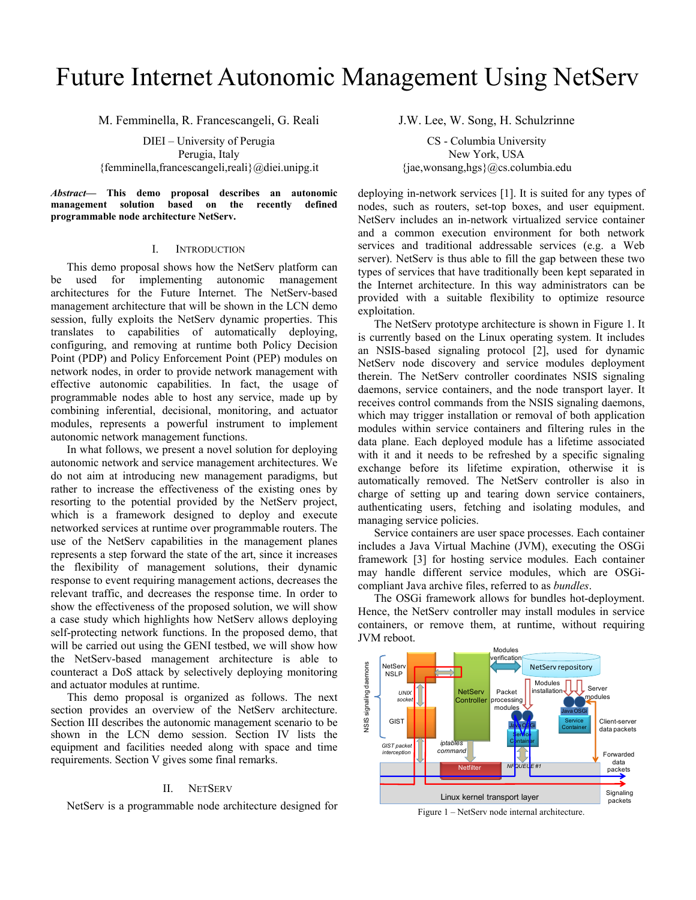# Future Internet Autonomic Management Using NetServ

M. Femminella, R. Francescangeli, G. Reali

DIEI – University of Perugia
Perugia, Italy
{femminella,francescangeli,reali}@diei.unipg.it

J.W. Lee, W. Song, H. Schulzrinne

CS - Columbia University
New York, USA
{jae,wonsang,hgs}@cs.columbia.edu

***Abstract*— This demo proposal describes an autonomic management solution based on the recently defined programmable node architecture NetServ.**

## I. Introduction

This demo proposal shows how the NetServ platform can be used for implementing autonomic management architectures for the Future Internet. The NetServ-based management architecture that will be shown in the LCN demo session, fully exploits the NetServ dynamic properties. This translates to capabilities of automatically deploying, configuring, and removing at runtime both Policy Decision Point (PDP) and Policy Enforcement Point (PEP) modules on network nodes, in order to provide network management with effective autonomic capabilities. In fact, the usage of programmable nodes able to host any service, made up by combining inferential, decisional, monitoring, and actuator modules, represents a powerful instrument to implement autonomic network management functions.

In what follows, we present a novel solution for deploying autonomic network and service management architectures. We do not aim at introducing new management paradigms, but rather to increase the effectiveness of the existing ones by resorting to the potential provided by the NetServ project, which is a framework designed to deploy and execute networked services at runtime over programmable routers. The use of the NetServ capabilities in the management planes represents a step forward the state of the art, since it increases the flexibility of management solutions, their dynamic response to event requiring management actions, decreases the relevant traffic, and decreases the response time. In order to show the effectiveness of the proposed solution, we will show a case study which highlights how NetServ allows deploying self-protecting network functions. In the proposed demo, that will be carried out using the GENI testbed, we will show how the NetServ-based management architecture is able to counteract a DoS attack by selectively deploying monitoring and actuator modules at runtime.

This demo proposal is organized as follows. The next section provides an overview of the NetServ architecture. Section III describes the autonomic management scenario to be shown in the LCN demo session. Section IV lists the equipment and facilities needed along with space and time requirements. Section V gives some final remarks.

## II. NetServ

NetServ is a programmable node architecture designed for deploying in-network services [1]. It is suited for any types of nodes, such as routers, set-top boxes, and user equipment. NetServ includes an in-network virtualized service container and a common execution environment for both network services and traditional addressable services (e.g. a Web server). NetServ is thus able to fill the gap between these two types of services that have traditionally been kept separated in the Internet architecture. In this way administrators can be provided with a suitable flexibility to optimize resource exploitation.

The NetServ prototype architecture is shown in Figure 1. It is currently based on the Linux operating system. It includes an NSIS-based signaling protocol [2], used for dynamic NetServ node discovery and service modules deployment therein. The NetServ controller coordinates NSIS signaling daemons, service containers, and the node transport layer. It receives control commands from the NSIS signaling daemons, which may trigger installation or removal of both application modules within service containers and filtering rules in the data plane. Each deployed module has a lifetime associated with it and needs to be refreshed by a specific signaling exchange before its lifetime expiration, otherwise it is automatically removed. The NetServ controller is also in charge of setting up and tearing down service containers, authenticating users, fetching and isolating modules, and managing service policies.

Service containers are user space processes. Each container includes a Java Virtual Machine (JVM), executing the OSGi framework [3] for hosting service modules. Each container may handle different service modules, which are OSGi-compliant Java archive files, referred to as *bundles*.

The OSGi framework allows for bundles hot-deployment. Hence, the NetServ controller may install modules in service containers, or remove them, at runtime, without requiring JVM reboot.

Figure 1 – NetServ node internal architecture.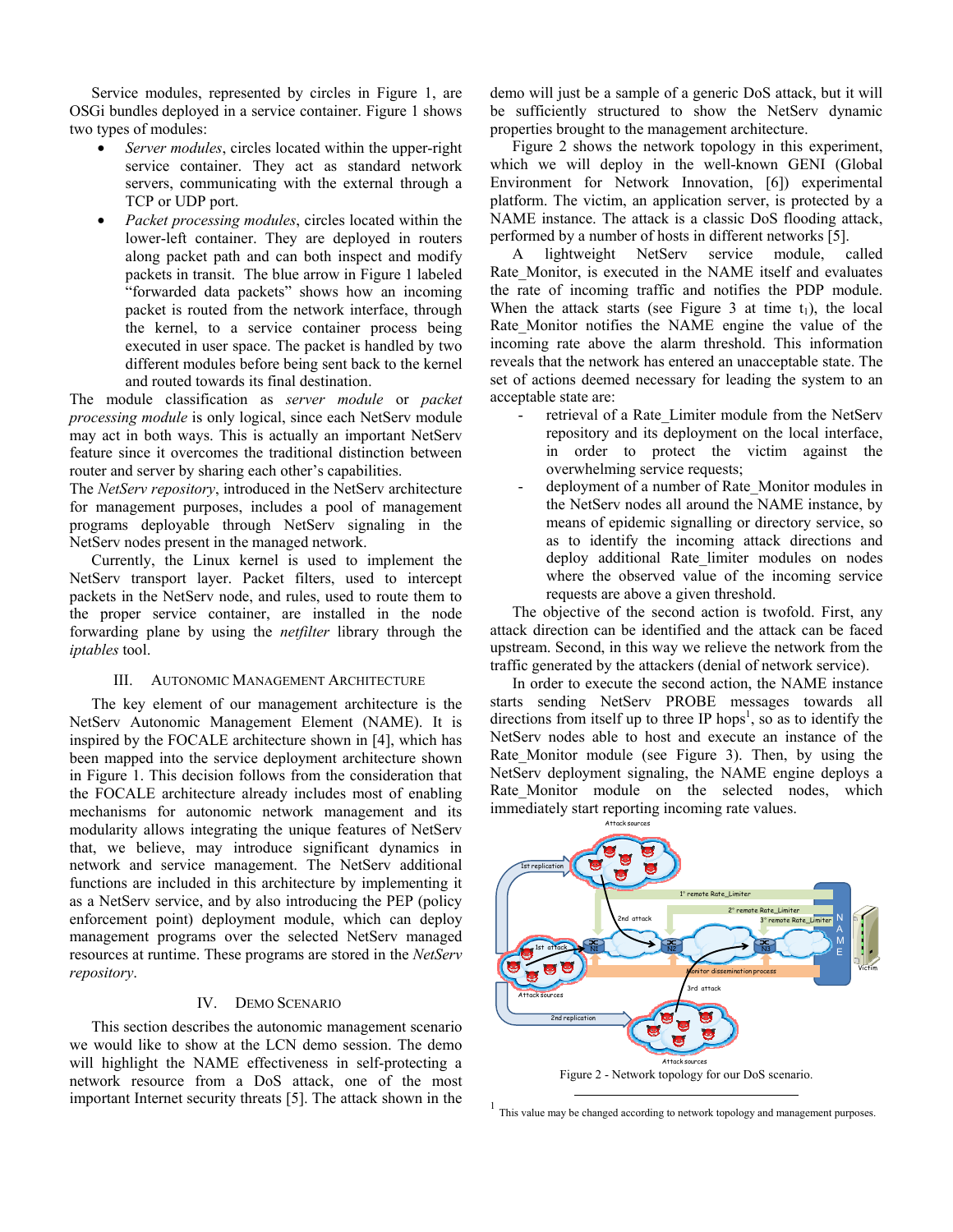Service modules, represented by circles in Figure 1, are OSGi bundles deployed in a service container. Figure 1 shows two types of modules:

- *Server modules*, circles located within the upper-right service container. They act as standard network servers, communicating with the external through a TCP or UDP port.
- *Packet processing modules*, circles located within the lower-left container. They are deployed in routers along packet path and can both inspect and modify packets in transit. The blue arrow in Figure 1 labeled "forwarded data packets" shows how an incoming packet is routed from the network interface, through the kernel, to a service container process being executed in user space. The packet is handled by two different modules before being sent back to the kernel and routed towards its final destination.

The module classification as *server module* or *packet processing module* is only logical, since each NetServ module may act in both ways. This is actually an important NetServ feature since it overcomes the traditional distinction between router and server by sharing each other's capabilities.

The *NetServ repository*, introduced in the NetServ architecture for management purposes, includes a pool of management programs deployable through NetServ signaling in the NetServ nodes present in the managed network.

Currently, the Linux kernel is used to implement the NetServ transport layer. Packet filters, used to intercept packets in the NetServ node, and rules, used to route them to the proper service container, are installed in the node forwarding plane by using the *netfilter* library through the *iptables* tool.

## III. Autonomic Management Architecture

The key element of our management architecture is the NetServ Autonomic Management Element (NAME). It is inspired by the FOCALE architecture shown in [4], which has been mapped into the service deployment architecture shown in Figure 1. This decision follows from the consideration that the FOCALE architecture already includes most of enabling mechanisms for autonomic network management and its modularity allows integrating the unique features of NetServ that, we believe, may introduce significant dynamics in network and service management. The NetServ additional functions are included in this architecture by implementing it as a NetServ service, and by also introducing the PEP (policy enforcement point) deployment module, which can deploy management programs over the selected NetServ managed resources at runtime. These programs are stored in the *NetServ repository*.

## IV. Demo Scenario

This section describes the autonomic management scenario we would like to show at the LCN demo session. The demo will highlight the NAME effectiveness in self-protecting a network resource from a DoS attack, one of the most important Internet security threats [5]. The attack shown in the demo will just be a sample of a generic DoS attack, but it will be sufficiently structured to show the NetServ dynamic properties brought to the management architecture.

Figure 2 shows the network topology in this experiment, which we will deploy in the well-known GENI (Global Environment for Network Innovation, [6]) experimental platform. The victim, an application server, is protected by a NAME instance. The attack is a classic DoS flooding attack, performed by a number of hosts in different networks [5].

A lightweight NetServ service module, called Rate_Monitor, is executed in the NAME itself and evaluates the rate of incoming traffic and notifies the PDP module. When the attack starts (see Figure 3 at time $t_1$), the local Rate_Monitor notifies the NAME engine the value of the incoming rate above the alarm threshold. This information reveals that the network has entered an unacceptable state. The set of actions deemed necessary for leading the system to an acceptable state are:

- retrieval of a Rate_Limiter module from the NetServ repository and its deployment on the local interface, in order to protect the victim against the overwhelming service requests;
- deployment of a number of Rate_Monitor modules in the NetServ nodes all around the NAME instance, by means of epidemic signalling or directory service, so as to identify the incoming attack directions and deploy additional Rate_limiter modules on nodes where the observed value of the incoming service requests are above a given threshold.

The objective of the second action is twofold. First, any attack direction can be identified and the attack can be faced upstream. Second, in this way we relieve the network from the traffic generated by the attackers (denial of network service).

In order to execute the second action, the NAME instance starts sending NetServ PROBE messages towards all directions from itself up to three IP hops[1], so as to identify the NetServ nodes able to host and execute an instance of the Rate_Monitor module (see Figure 3). Then, by using the NetServ deployment signaling, the NAME engine deploys a Rate_Monitor module on the selected nodes, which immediately start reporting incoming rate values.

Figure 2 - Network topology for our DoS scenario.

[1] This value may be changed according to network topology and management purposes.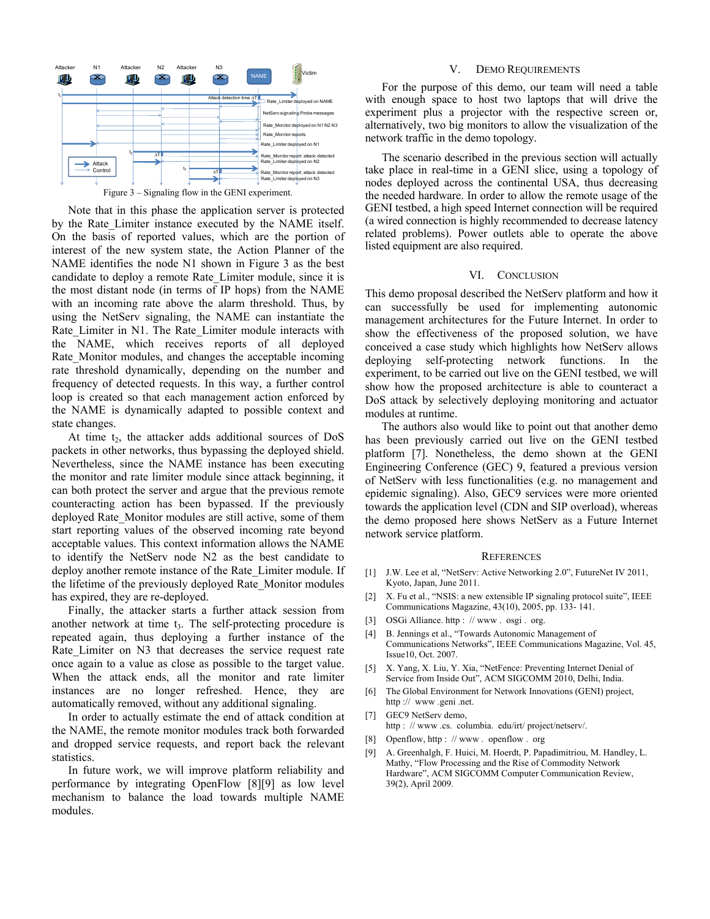Attacker N1 Attacker N2 Attacker N3 NAME Victim

$t_1$

Attack detection time ΔT

Rate_Limiter deployed on NAME

NetServ signaling Probe messages

Rate_Monitor deployed on N1 N2 N3

Rate_Monitor reports

Rate_Limiter deployed on N1

$t_2$

ΔT

Rate_Monitor report: attack detected
Rate_Limiter deployed on N2

Attack
Control

$t_3$

ΔT

Rate_Monitor report: attack detected
Rate_Limiter deployed on N3

Figure 3 – Signaling flow in the GENI experiment.

Note that in this phase the application server is protected by the Rate_Limiter instance executed by the NAME itself. On the basis of reported values, which are the portion of interest of the new system state, the Action Planner of the NAME identifies the node N1 shown in Figure 3 as the best candidate to deploy a remote Rate_Limiter module, since it is the most distant node (in terms of IP hops) from the NAME with an incoming rate above the alarm threshold. Thus, by using the NetServ signaling, the NAME can instantiate the Rate_Limiter in N1. The Rate_Limiter module interacts with the NAME, which receives reports of all deployed Rate_Monitor modules, and changes the acceptable incoming rate threshold dynamically, depending on the number and frequency of detected requests. In this way, a further control loop is created so that each management action enforced by the NAME is dynamically adapted to possible context and state changes.

At time $t_2$, the attacker adds additional sources of DoS packets in other networks, thus bypassing the deployed shield. Nevertheless, since the NAME instance has been executing the monitor and rate limiter module since attack beginning, it can both protect the server and argue that the previous remote counteracting action has been bypassed. If the previously deployed Rate_Monitor modules are still active, some of them start reporting values of the observed incoming rate beyond acceptable values. This context information allows the NAME to identify the NetServ node N2 as the best candidate to deploy another remote instance of the Rate_Limiter module. If the lifetime of the previously deployed Rate_Monitor modules has expired, they are re-deployed.

Finally, the attacker starts a further attack session from another network at time $t_3$. The self-protecting procedure is repeated again, thus deploying a further instance of the Rate_Limiter on N3 that decreases the service request rate once again to a value as close as possible to the target value. When the attack ends, all the monitor and rate limiter instances are no longer refreshed. Hence, they are automatically removed, without any additional signaling.

In order to actually estimate the end of attack condition at the NAME, the remote monitor modules track both forwarded and dropped service requests, and report back the relevant statistics.

In future work, we will improve platform reliability and performance by integrating OpenFlow [8][9] as low level mechanism to balance the load towards multiple NAME modules.

## V. Demo Requirements

For the purpose of this demo, our team will need a table with enough space to host two laptops that will drive the experiment plus a projector with the respective screen or, alternatively, two big monitors to allow the visualization of the network traffic in the demo topology.

The scenario described in the previous section will actually take place in real-time in a GENI slice, using a topology of nodes deployed across the continental USA, thus decreasing the needed hardware. In order to allow the remote usage of the GENI testbed, a high speed Internet connection will be required (a wired connection is highly recommended to decrease latency related problems). Power outlets able to operate the above listed equipment are also required.

## VI. Conclusion

This demo proposal described the NetServ platform and how it can successfully be used for implementing autonomic management architectures for the Future Internet. In order to show the effectiveness of the proposed solution, we have conceived a case study which highlights how NetServ allows deploying self-protecting network functions. In the experiment, to be carried out live on the GENI testbed, we will show how the proposed architecture is able to counteract a DoS attack by selectively deploying monitoring and actuator modules at runtime.

The authors also would like to point out that another demo has been previously carried out live on the GENI testbed platform [7]. Nonetheless, the demo shown at the GENI Engineering Conference (GEC) 9, featured a previous version of NetServ with less functionalities (e.g. no management and epidemic signaling). Also, GEC9 services were more oriented towards the application level (CDN and SIP overload), whereas the demo proposed here shows NetServ as a Future Internet network service platform.

## References

[1] J.W. Lee et al, "NetServ: Active Networking 2.0", FutureNet IV 2011, Kyoto, Japan, June 2011.

[2] X. Fu et al., "NSIS: a new extensible IP signaling protocol suite", IEEE Communications Magazine, 43(10), 2005, pp. 133- 141.

[3] OSGi Alliance. http : // www . osgi . org.

[4] B. Jennings et al., "Towards Autonomic Management of Communications Networks", IEEE Communications Magazine, Vol. 45, Issue10, Oct. 2007.

[5] X. Yang, X. Liu, Y. Xia, "NetFence: Preventing Internet Denial of Service from Inside Out", ACM SIGCOMM 2010, Delhi, India.

[6] The Global Environment for Network Innovations (GENI) project, http :// www .geni .net.

[7] GEC9 NetServ demo, http : // www .cs. columbia. edu/irt/ project/netserv/.

[8] Openflow, http : // www . openflow . org

[9] A. Greenhalgh, F. Huici, M. Hoerdt, P. Papadimitriou, M. Handley, L. Mathy, "Flow Processing and the Rise of Commodity Network Hardware", ACM SIGCOMM Computer Communication Review, 39(2), April 2009.